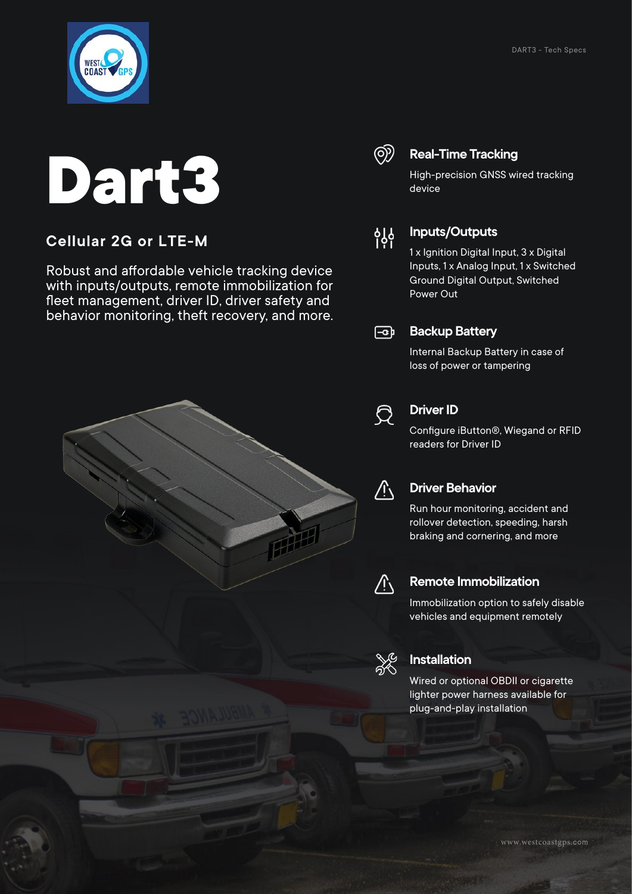# Dart3

## Cellular 2G or LTE-M

Robust and affordable vehicle tracking device with inputs/outputs, remote immobilization for fleet management, driver ID, driver safety and behavior monitoring, theft recovery, and more.

### Real-Time Tracking

High-precision GNSS wired tracking device

### Inputs/Outputs

1 x Ignition Digital Input, 3 x Digital Inputs, 1 x Analog Input, 1 x Switched Ground Digital Output, Switched Power Out

### Backup Battery

Internal Backup Battery in case of loss of power or tampering

### Driver ID

Configure iButton®, Wiegand or RFID readers for Driver ID

### Driver Behavior

Run hour monitoring, accident and rollover detection, speeding, harsh braking and cornering, and more

### Remote Immobilization

Immobilization option to safely disable vehicles and equipment remotely

### Installation

Wired or optional OBDII or cigarette lighter power harness available for plug-and-play installation

www.westcoastgps.com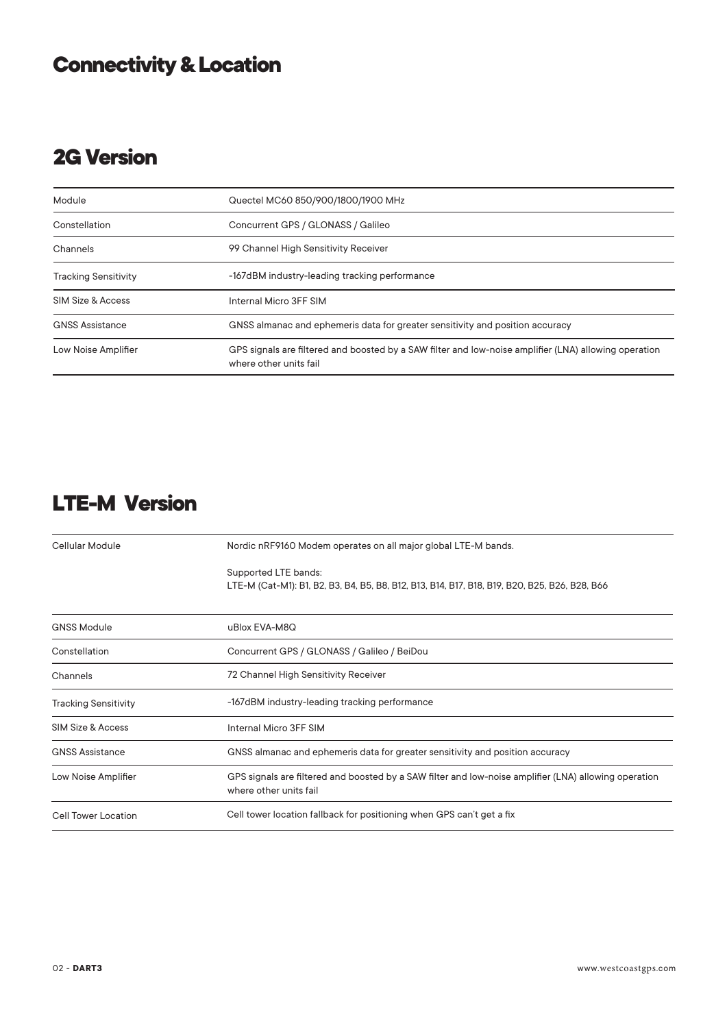# Connectivity & Location

## 2G Version

| | |
|---|---|
| Module | Quectel MC60 850/900/1800/1900 MHz |
| Constellation | Concurrent GPS / GLONASS / Galileo |
| Channels | 99 Channel High Sensitivity Receiver |
| Tracking Sensitivity | -167dBM industry-leading tracking performance |
| SIM Size & Access | Internal Micro 3FF SIM |
| GNSS Assistance | GNSS almanac and ephemeris data for greater sensitivity and position accuracy |
| Low Noise Amplifier | GPS signals are filtered and boosted by a SAW filter and low-noise amplifier (LNA) allowing operation where other units fail |

## LTE-M Version

| | |
|---|---|
| Cellular Module | Nordic nRF9160 Modem operates on all major global LTE-M bands.<br><br>Supported LTE bands:<br>LTE-M (Cat-M1): B1, B2, B3, B4, B5, B8, B12, B13, B14, B17, B18, B19, B20, B25, B26, B28, B66 |
| GNSS Module | uBlox EVA-M8Q |
| Constellation | Concurrent GPS / GLONASS / Galileo / BeiDou |
| Channels | 72 Channel High Sensitivity Receiver |
| Tracking Sensitivity | -167dBM industry-leading tracking performance |
| SIM Size & Access | Internal Micro 3FF SIM |
| GNSS Assistance | GNSS almanac and ephemeris data for greater sensitivity and position accuracy |
| Low Noise Amplifier | GPS signals are filtered and boosted by a SAW filter and low-noise amplifier (LNA) allowing operation where other units fail |
| Cell Tower Location | Cell tower location fallback for positioning when GPS can't get a fix |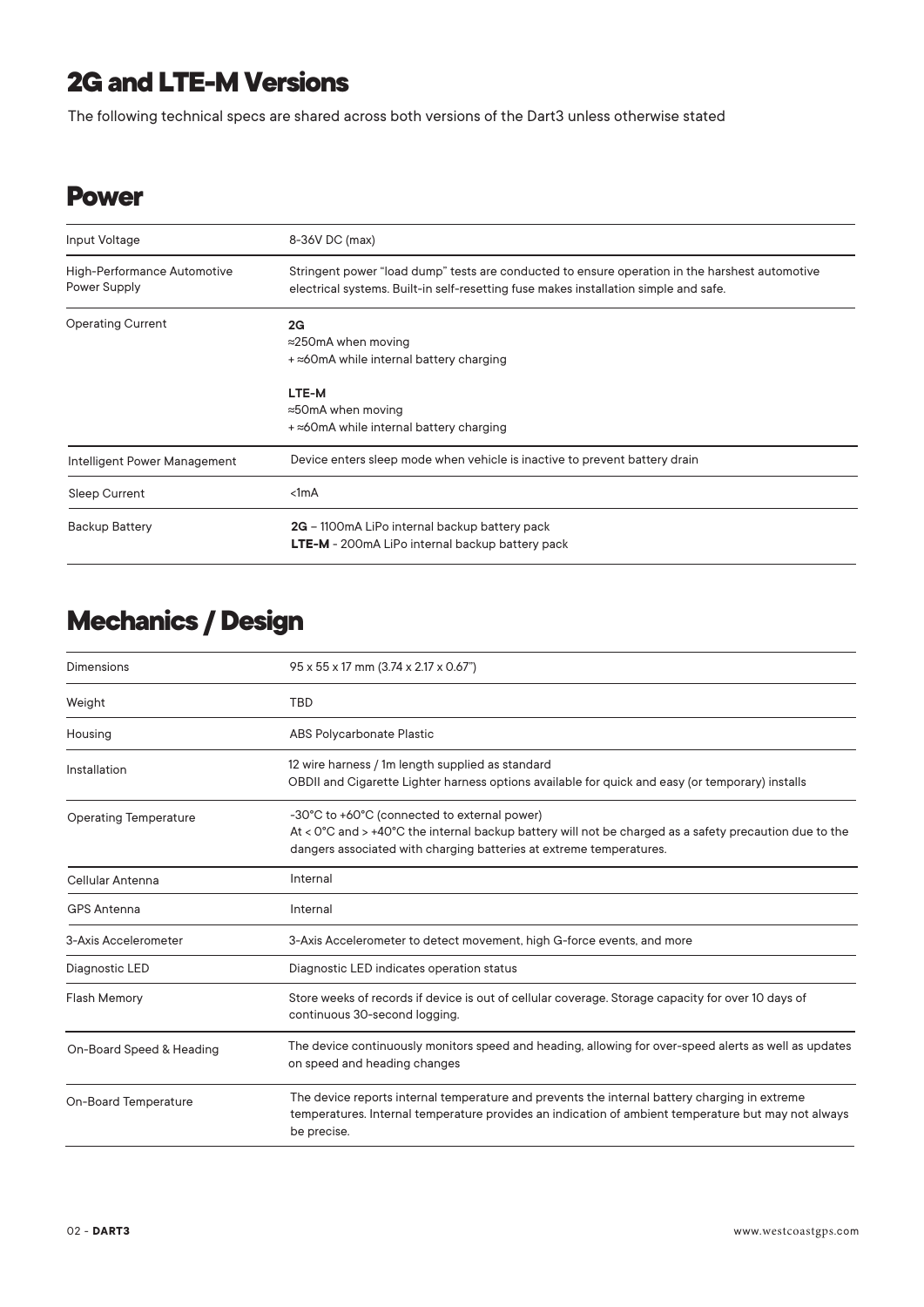# 2G and LTE-M Versions

The following technical specs are shared across both versions of the Dart3 unless otherwise stated

## Power

| | |
|---|---|
| Input Voltage | 8-36V DC (max) |
| High-Performance Automotive Power Supply | Stringent power "load dump" tests are conducted to ensure operation in the harshest automotive electrical systems. Built-in self-resetting fuse makes installation simple and safe. |
| Operating Current | **2G**<br>≈250mA when moving<br>+ ≈60mA while internal battery charging<br><br>**LTE-M**<br>≈50mA when moving<br>+ ≈60mA while internal battery charging |
| Intelligent Power Management | Device enters sleep mode when vehicle is inactive to prevent battery drain |
| Sleep Current | <1mA |
| Backup Battery | **2G** – 1100mA LiPo internal backup battery pack<br>**LTE-M** - 200mA LiPo internal backup battery pack |

## Mechanics / Design

| | |
|---|---|
| Dimensions | 95 x 55 x 17 mm (3.74 x 2.17 x 0.67") |
| Weight | TBD |
| Housing | ABS Polycarbonate Plastic |
| Installation | 12 wire harness / 1m length supplied as standard<br>OBDII and Cigarette Lighter harness options available for quick and easy (or temporary) installs |
| Operating Temperature | -30°C to +60°C (connected to external power)<br>At < 0°C and > +40°C the internal backup battery will not be charged as a safety precaution due to the dangers associated with charging batteries at extreme temperatures. |
| Cellular Antenna | Internal |
| GPS Antenna | Internal |
| 3-Axis Accelerometer | 3-Axis Accelerometer to detect movement, high G-force events, and more |
| Diagnostic LED | Diagnostic LED indicates operation status |
| Flash Memory | Store weeks of records if device is out of cellular coverage. Storage capacity for over 10 days of continuous 30-second logging. |
| On-Board Speed & Heading | The device continuously monitors speed and heading, allowing for over-speed alerts as well as updates on speed and heading changes |
| On-Board Temperature | The device reports internal temperature and prevents the internal battery charging in extreme temperatures. Internal temperature provides an indication of ambient temperature but may not always be precise. |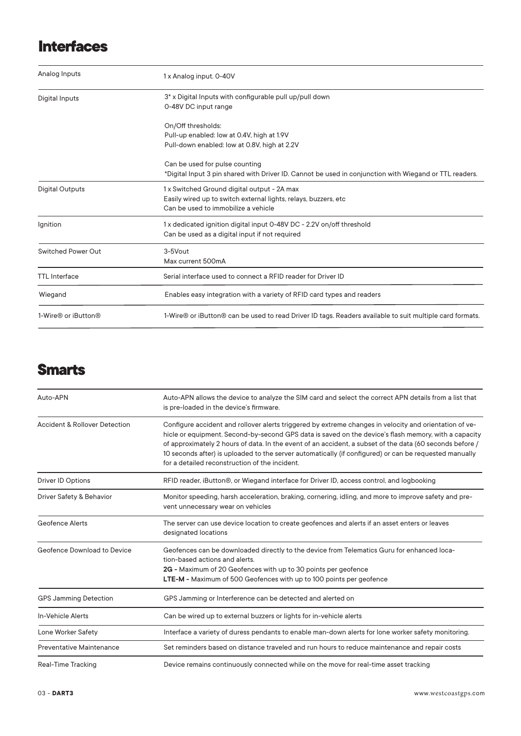## Interfaces

| | |
|---|---|
| Analog Inputs | 1 x Analog input. 0-40V |
| Digital Inputs | 3* x Digital Inputs with configurable pull up/pull down<br>0-48V DC input range<br><br>On/Off thresholds:<br>Pull-up enabled: low at 0.4V, high at 1.9V<br>Pull-down enabled: low at 0.8V, high at 2.2V<br><br>Can be used for pulse counting<br>*Digital Input 3 pin shared with Driver ID. Cannot be used in conjunction with Wiegand or TTL readers. |
| Digital Outputs | 1 x Switched Ground digital output - 2A max<br>Easily wired up to switch external lights, relays, buzzers, etc<br>Can be used to immobilize a vehicle |
| Ignition | 1 x dedicated ignition digital input 0-48V DC - 2.2V on/off threshold<br>Can be used as a digital input if not required |
| Switched Power Out | 3-5Vout<br>Max current 500mA |
| TTL Interface | Serial interface used to connect a RFID reader for Driver ID |
| Wiegand | Enables easy integration with a variety of RFID card types and readers |
| 1-Wire® or iButton® | 1-Wire® or iButton® can be used to read Driver ID tags. Readers available to suit multiple card formats. |

## Smarts

| | |
|---|---|
| Auto-APN | Auto-APN allows the device to analyze the SIM card and select the correct APN details from a list that is pre-loaded in the device's firmware. |
| Accident & Rollover Detection | Configure accident and rollover alerts triggered by extreme changes in velocity and orientation of vehicle or equipment. Second-by-second GPS data is saved on the device's flash memory, with a capacity of approximately 2 hours of data. In the event of an accident, a subset of the data (60 seconds before / 10 seconds after) is uploaded to the server automatically (if configured) or can be requested manually for a detailed reconstruction of the incident. |
| Driver ID Options | RFID reader, iButton®, or Wiegand interface for Driver ID, access control, and logbooking |
| Driver Safety & Behavior | Monitor speeding, harsh acceleration, braking, cornering, idling, and more to improve safety and prevent unnecessary wear on vehicles |
| Geofence Alerts | The server can use device location to create geofences and alerts if an asset enters or leaves designated locations |
| Geofence Download to Device | Geofences can be downloaded directly to the device from Telematics Guru for enhanced location-based actions and alerts.<br>**2G -** Maximum of 20 Geofences with up to 30 points per geofence<br>**LTE-M -** Maximum of 500 Geofences with up to 100 points per geofence |
| GPS Jamming Detection | GPS Jamming or Interference can be detected and alerted on |
| In-Vehicle Alerts | Can be wired up to external buzzers or lights for in-vehicle alerts |
| Lone Worker Safety | Interface a variety of duress pendants to enable man-down alerts for lone worker safety monitoring. |
| Preventative Maintenance | Set reminders based on distance traveled and run hours to reduce maintenance and repair costs |
| Real-Time Tracking | Device remains continuously connected while on the move for real-time asset tracking |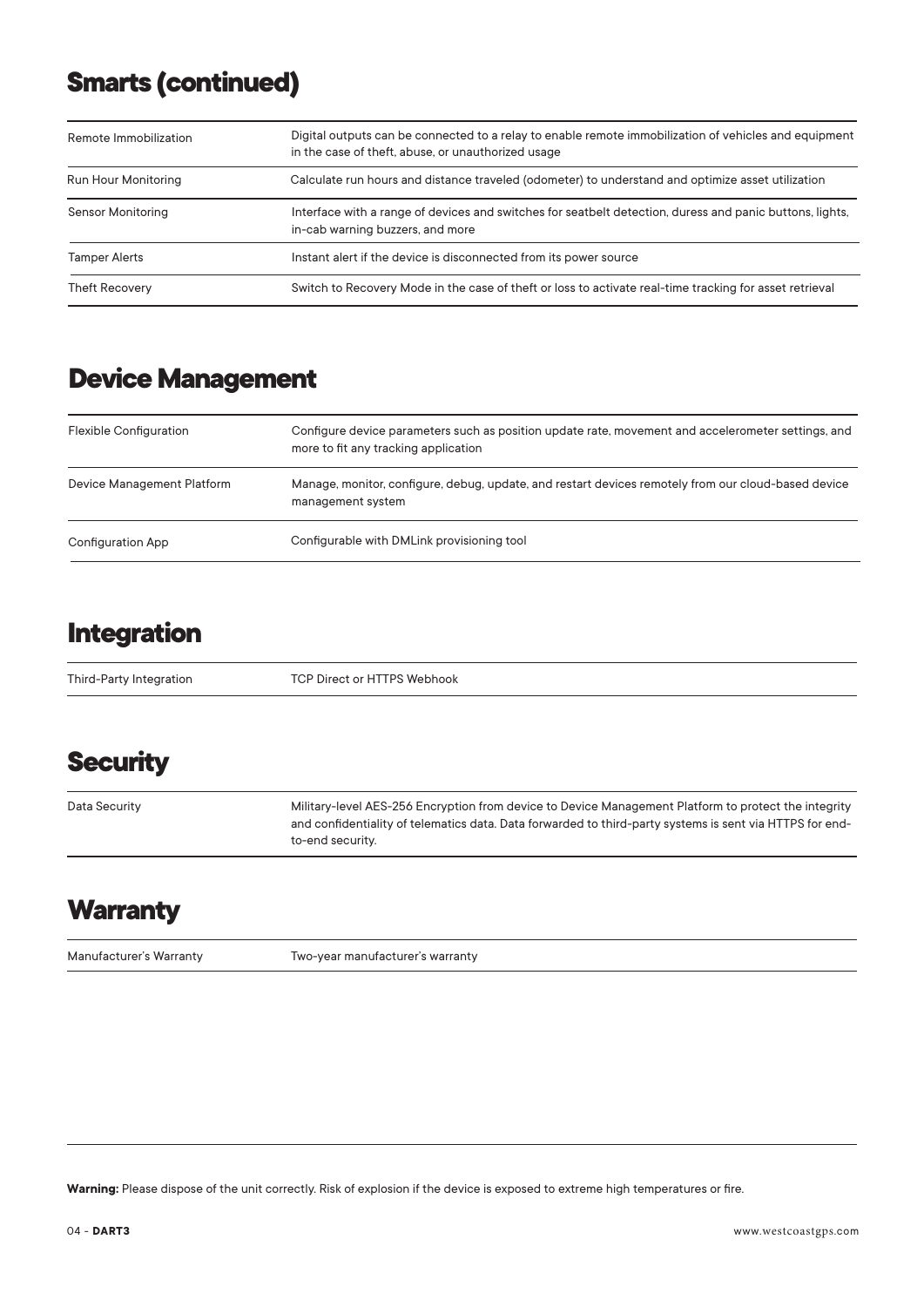## Smarts (continued)

| | |
|---|---|
| Remote Immobilization | Digital outputs can be connected to a relay to enable remote immobilization of vehicles and equipment in the case of theft, abuse, or unauthorized usage |
| Run Hour Monitoring | Calculate run hours and distance traveled (odometer) to understand and optimize asset utilization |
| Sensor Monitoring | Interface with a range of devices and switches for seatbelt detection, duress and panic buttons, lights, in-cab warning buzzers, and more |
| Tamper Alerts | Instant alert if the device is disconnected from its power source |
| Theft Recovery | Switch to Recovery Mode in the case of theft or loss to activate real-time tracking for asset retrieval |

## Device Management

| | |
|---|---|
| Flexible Configuration | Configure device parameters such as position update rate, movement and accelerometer settings, and more to fit any tracking application |
| Device Management Platform | Manage, monitor, configure, debug, update, and restart devices remotely from our cloud-based device management system |
| Configuration App | Configurable with DMLink provisioning tool |

## Integration

| | |
|---|---|
| Third-Party Integration | TCP Direct or HTTPS Webhook |

## Security

| | |
|---|---|
| Data Security | Military-level AES-256 Encryption from device to Device Management Platform to protect the integrity and confidentiality of telematics data. Data forwarded to third-party systems is sent via HTTPS for end-to-end security. |

## Warranty

| | |
|---|---|
| Manufacturer's Warranty | Two-year manufacturer's warranty |

**Warning:** Please dispose of the unit correctly. Risk of explosion if the device is exposed to extreme high temperatures or fire.